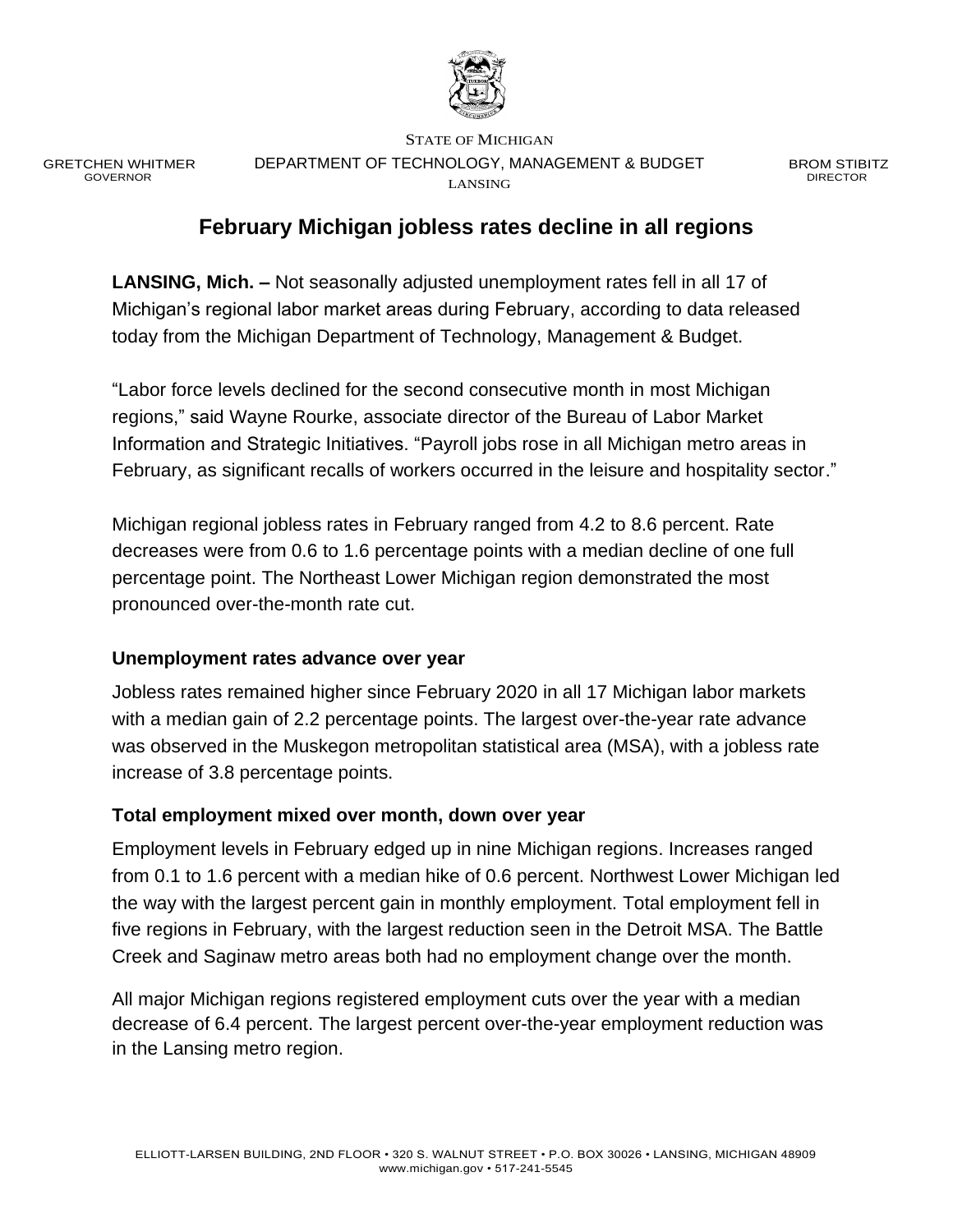STATE OF MICHIGAN

GRETCHEN WHITMER
GOVERNOR

DEPARTMENT OF TECHNOLOGY, MANAGEMENT & BUDGET
LANSING

BROM STIBITZ
DIRECTOR

# February Michigan jobless rates decline in all regions

**LANSING, Mich. –** Not seasonally adjusted unemployment rates fell in all 17 of Michigan's regional labor market areas during February, according to data released today from the Michigan Department of Technology, Management & Budget.

"Labor force levels declined for the second consecutive month in most Michigan regions," said Wayne Rourke, associate director of the Bureau of Labor Market Information and Strategic Initiatives. "Payroll jobs rose in all Michigan metro areas in February, as significant recalls of workers occurred in the leisure and hospitality sector."

Michigan regional jobless rates in February ranged from 4.2 to 8.6 percent. Rate decreases were from 0.6 to 1.6 percentage points with a median decline of one full percentage point. The Northeast Lower Michigan region demonstrated the most pronounced over-the-month rate cut.

### Unemployment rates advance over year

Jobless rates remained higher since February 2020 in all 17 Michigan labor markets with a median gain of 2.2 percentage points. The largest over-the-year rate advance was observed in the Muskegon metropolitan statistical area (MSA), with a jobless rate increase of 3.8 percentage points.

### Total employment mixed over month, down over year

Employment levels in February edged up in nine Michigan regions. Increases ranged from 0.1 to 1.6 percent with a median hike of 0.6 percent. Northwest Lower Michigan led the way with the largest percent gain in monthly employment. Total employment fell in five regions in February, with the largest reduction seen in the Detroit MSA. The Battle Creek and Saginaw metro areas both had no employment change over the month.

All major Michigan regions registered employment cuts over the year with a median decrease of 6.4 percent. The largest percent over-the-year employment reduction was in the Lansing metro region.

ELLIOTT-LARSEN BUILDING, 2ND FLOOR • 320 S. WALNUT STREET • P.O. BOX 30026 • LANSING, MICHIGAN 48909
www.michigan.gov • 517-241-5545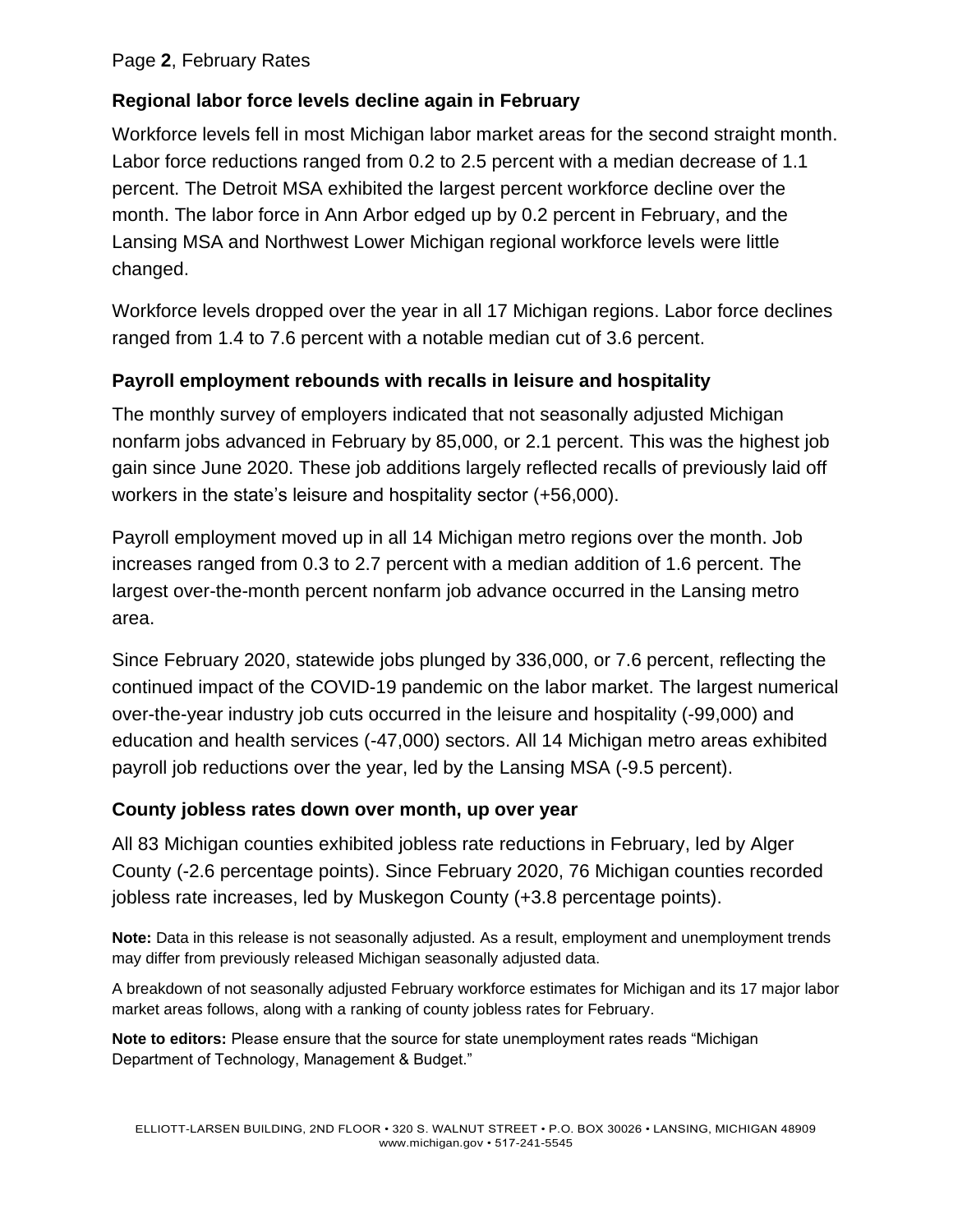## Regional labor force levels decline again in February

Workforce levels fell in most Michigan labor market areas for the second straight month. Labor force reductions ranged from 0.2 to 2.5 percent with a median decrease of 1.1 percent. The Detroit MSA exhibited the largest percent workforce decline over the month. The labor force in Ann Arbor edged up by 0.2 percent in February, and the Lansing MSA and Northwest Lower Michigan regional workforce levels were little changed.

Workforce levels dropped over the year in all 17 Michigan regions. Labor force declines ranged from 1.4 to 7.6 percent with a notable median cut of 3.6 percent.

## Payroll employment rebounds with recalls in leisure and hospitality

The monthly survey of employers indicated that not seasonally adjusted Michigan nonfarm jobs advanced in February by 85,000, or 2.1 percent. This was the highest job gain since June 2020. These job additions largely reflected recalls of previously laid off workers in the state's leisure and hospitality sector (+56,000).

Payroll employment moved up in all 14 Michigan metro regions over the month. Job increases ranged from 0.3 to 2.7 percent with a median addition of 1.6 percent. The largest over-the-month percent nonfarm job advance occurred in the Lansing metro area.

Since February 2020, statewide jobs plunged by 336,000, or 7.6 percent, reflecting the continued impact of the COVID-19 pandemic on the labor market. The largest numerical over-the-year industry job cuts occurred in the leisure and hospitality (-99,000) and education and health services (-47,000) sectors. All 14 Michigan metro areas exhibited payroll job reductions over the year, led by the Lansing MSA (-9.5 percent).

## County jobless rates down over month, up over year

All 83 Michigan counties exhibited jobless rate reductions in February, led by Alger County (-2.6 percentage points). Since February 2020, 76 Michigan counties recorded jobless rate increases, led by Muskegon County (+3.8 percentage points).

**Note:** Data in this release is not seasonally adjusted. As a result, employment and unemployment trends may differ from previously released Michigan seasonally adjusted data.

A breakdown of not seasonally adjusted February workforce estimates for Michigan and its 17 major labor market areas follows, along with a ranking of county jobless rates for February.

**Note to editors:** Please ensure that the source for state unemployment rates reads "Michigan Department of Technology, Management & Budget."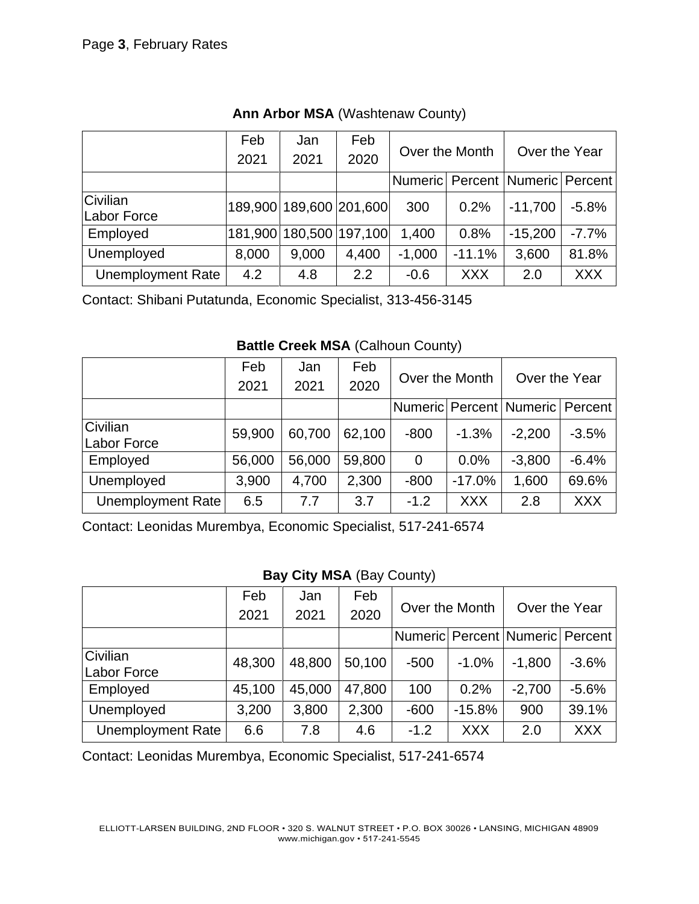**Ann Arbor MSA** (Washtenaw County)

| | Feb 2021 | Jan 2021 | Feb 2020 | Over the Month | | Over the Year | |
|---|---|---|---|---|---|---|---|
| | | | | Numeric | Percent | Numeric | Percent |
| Civilian Labor Force | 189,900 | 189,600 | 201,600 | 300 | 0.2% | -11,700 | -5.8% |
| Employed | 181,900 | 180,500 | 197,100 | 1,400 | 0.8% | -15,200 | -7.7% |
| Unemployed | 8,000 | 9,000 | 4,400 | -1,000 | -11.1% | 3,600 | 81.8% |
| Unemployment Rate | 4.2 | 4.8 | 2.2 | -0.6 | XXX | 2.0 | XXX |

Contact: Shibani Putatunda, Economic Specialist, 313-456-3145

**Battle Creek MSA** (Calhoun County)

| | Feb 2021 | Jan 2021 | Feb 2020 | Over the Month | | Over the Year | |
|---|---|---|---|---|---|---|---|
| | | | | Numeric | Percent | Numeric | Percent |
| Civilian Labor Force | 59,900 | 60,700 | 62,100 | -800 | -1.3% | -2,200 | -3.5% |
| Employed | 56,000 | 56,000 | 59,800 | 0 | 0.0% | -3,800 | -6.4% |
| Unemployed | 3,900 | 4,700 | 2,300 | -800 | -17.0% | 1,600 | 69.6% |
| Unemployment Rate | 6.5 | 7.7 | 3.7 | -1.2 | XXX | 2.8 | XXX |

Contact: Leonidas Murembya, Economic Specialist, 517-241-6574

**Bay City MSA** (Bay County)

| | Feb 2021 | Jan 2021 | Feb 2020 | Over the Month | | Over the Year | |
|---|---|---|---|---|---|---|---|
| | | | | Numeric | Percent | Numeric | Percent |
| Civilian Labor Force | 48,300 | 48,800 | 50,100 | -500 | -1.0% | -1,800 | -3.6% |
| Employed | 45,100 | 45,000 | 47,800 | 100 | 0.2% | -2,700 | -5.6% |
| Unemployed | 3,200 | 3,800 | 2,300 | -600 | -15.8% | 900 | 39.1% |
| Unemployment Rate | 6.6 | 7.8 | 4.6 | -1.2 | XXX | 2.0 | XXX |

Contact: Leonidas Murembya, Economic Specialist, 517-241-6574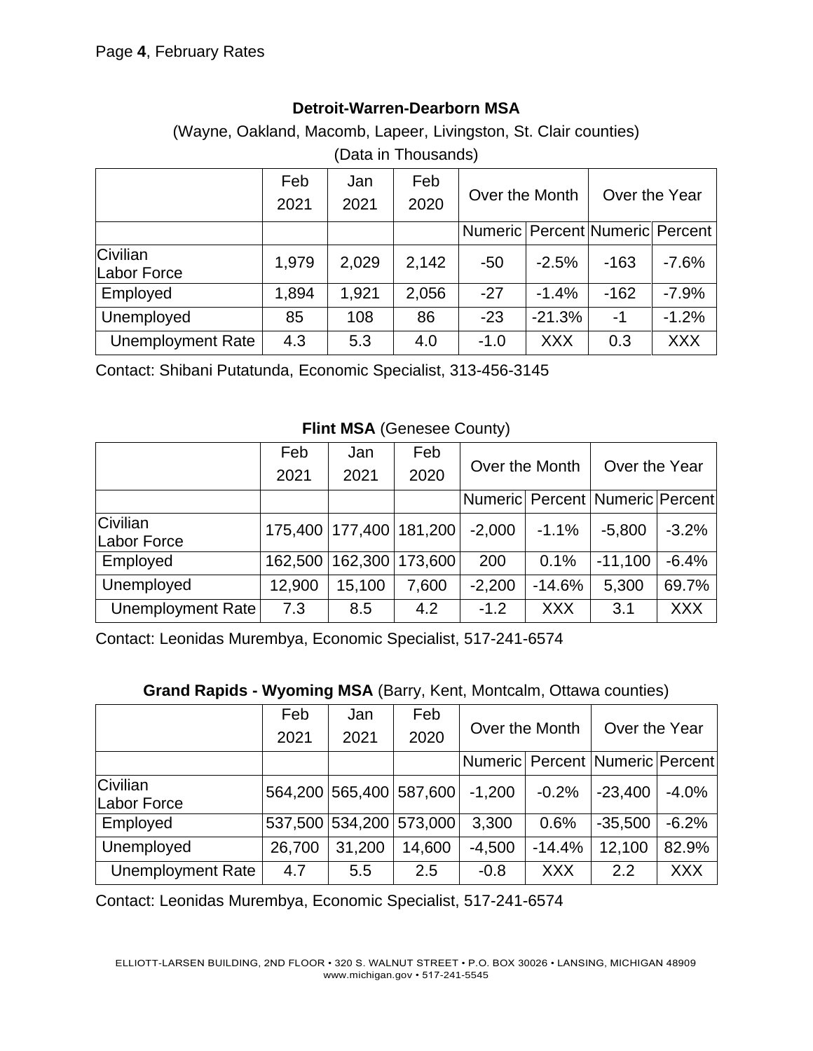Page **4**, February Rates

**Detroit-Warren-Dearborn MSA**

(Wayne, Oakland, Macomb, Lapeer, Livingston, St. Clair counties)

(Data in Thousands)

| | Feb 2021 | Jan 2021 | Feb 2020 | Over the Month | | Over the Year | |
|---|---|---|---|---|---|---|---|
| | | | | Numeric | Percent | Numeric | Percent |
| Civilian Labor Force | 1,979 | 2,029 | 2,142 | -50 | -2.5% | -163 | -7.6% |
| Employed | 1,894 | 1,921 | 2,056 | -27 | -1.4% | -162 | -7.9% |
| Unemployed | 85 | 108 | 86 | -23 | -21.3% | -1 | -1.2% |
| Unemployment Rate | 4.3 | 5.3 | 4.0 | -1.0 | XXX | 0.3 | XXX |

Contact: Shibani Putatunda, Economic Specialist, 313-456-3145

**Flint MSA** (Genesee County)

| | Feb 2021 | Jan 2021 | Feb 2020 | Over the Month | | Over the Year | |
|---|---|---|---|---|---|---|---|
| | | | | Numeric | Percent | Numeric | Percent |
| Civilian Labor Force | 175,400 | 177,400 | 181,200 | -2,000 | -1.1% | -5,800 | -3.2% |
| Employed | 162,500 | 162,300 | 173,600 | 200 | 0.1% | -11,100 | -6.4% |
| Unemployed | 12,900 | 15,100 | 7,600 | -2,200 | -14.6% | 5,300 | 69.7% |
| Unemployment Rate | 7.3 | 8.5 | 4.2 | -1.2 | XXX | 3.1 | XXX |

Contact: Leonidas Murembya, Economic Specialist, 517-241-6574

**Grand Rapids - Wyoming MSA** (Barry, Kent, Montcalm, Ottawa counties)

| | Feb 2021 | Jan 2021 | Feb 2020 | Over the Month | | Over the Year | |
|---|---|---|---|---|---|---|---|
| | | | | Numeric | Percent | Numeric | Percent |
| Civilian Labor Force | 564,200 | 565,400 | 587,600 | -1,200 | -0.2% | -23,400 | -4.0% |
| Employed | 537,500 | 534,200 | 573,000 | 3,300 | 0.6% | -35,500 | -6.2% |
| Unemployed | 26,700 | 31,200 | 14,600 | -4,500 | -14.4% | 12,100 | 82.9% |
| Unemployment Rate | 4.7 | 5.5 | 2.5 | -0.8 | XXX | 2.2 | XXX |

Contact: Leonidas Murembya, Economic Specialist, 517-241-6574

ELLIOTT-LARSEN BUILDING, 2ND FLOOR • 320 S. WALNUT STREET • P.O. BOX 30026 • LANSING, MICHIGAN 48909
www.michigan.gov • 517-241-5545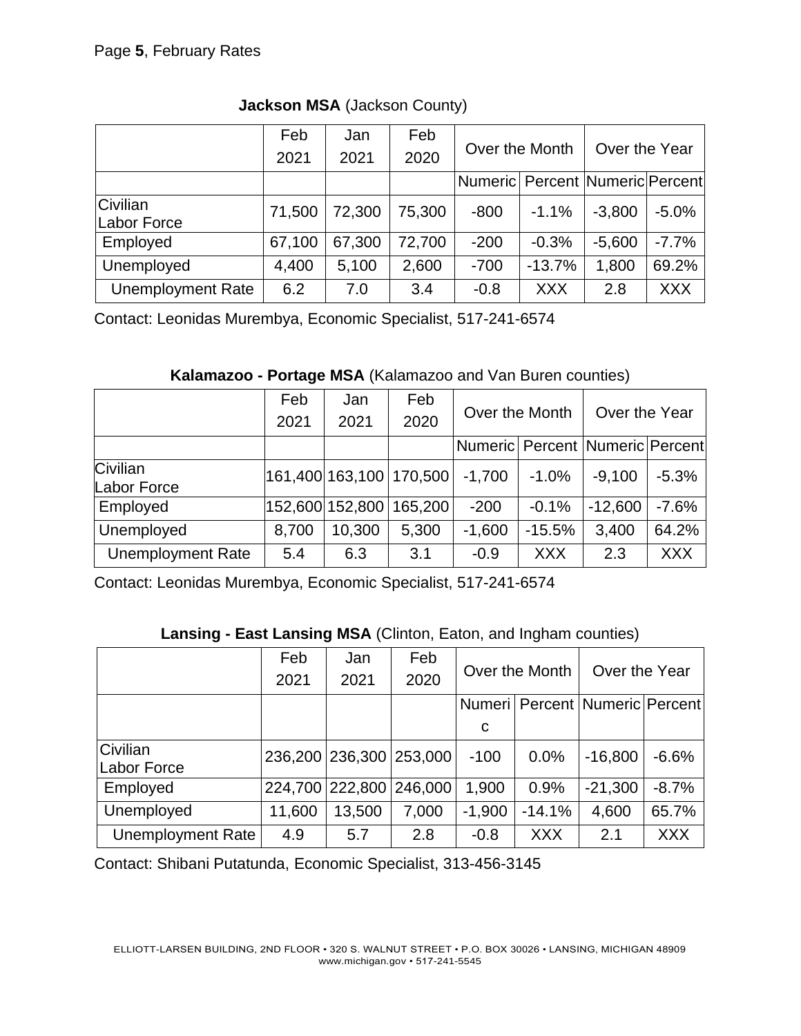Page **5**, February Rates

**Jackson MSA** (Jackson County)

| | Feb 2021 | Jan 2021 | Feb 2020 | Over the Month | | Over the Year | |
|---|---|---|---|---|---|---|---|
| | | | | Numeric | Percent | Numeric | Percent |
| Civilian Labor Force | 71,500 | 72,300 | 75,300 | -800 | -1.1% | -3,800 | -5.0% |
| Employed | 67,100 | 67,300 | 72,700 | -200 | -0.3% | -5,600 | -7.7% |
| Unemployed | 4,400 | 5,100 | 2,600 | -700 | -13.7% | 1,800 | 69.2% |
| Unemployment Rate | 6.2 | 7.0 | 3.4 | -0.8 | XXX | 2.8 | XXX |

Contact: Leonidas Murembya, Economic Specialist, 517-241-6574

**Kalamazoo - Portage MSA** (Kalamazoo and Van Buren counties)

| | Feb 2021 | Jan 2021 | Feb 2020 | Over the Month | | Over the Year | |
|---|---|---|---|---|---|---|---|
| | | | | Numeric | Percent | Numeric | Percent |
| Civilian Labor Force | 161,400 | 163,100 | 170,500 | -1,700 | -1.0% | -9,100 | -5.3% |
| Employed | 152,600 | 152,800 | 165,200 | -200 | -0.1% | -12,600 | -7.6% |
| Unemployed | 8,700 | 10,300 | 5,300 | -1,600 | -15.5% | 3,400 | 64.2% |
| Unemployment Rate | 5.4 | 6.3 | 3.1 | -0.9 | XXX | 2.3 | XXX |

Contact: Leonidas Murembya, Economic Specialist, 517-241-6574

**Lansing - East Lansing MSA** (Clinton, Eaton, and Ingham counties)

| | Feb 2021 | Jan 2021 | Feb 2020 | Over the Month | | Over the Year | |
|---|---|---|---|---|---|---|---|
| | | | | Numeric | Percent | Numeric | Percent |
| Civilian Labor Force | 236,200 | 236,300 | 253,000 | -100 | 0.0% | -16,800 | -6.6% |
| Employed | 224,700 | 222,800 | 246,000 | 1,900 | 0.9% | -21,300 | -8.7% |
| Unemployed | 11,600 | 13,500 | 7,000 | -1,900 | -14.1% | 4,600 | 65.7% |
| Unemployment Rate | 4.9 | 5.7 | 2.8 | -0.8 | XXX | 2.1 | XXX |

Contact: Shibani Putatunda, Economic Specialist, 313-456-3145

ELLIOTT-LARSEN BUILDING, 2ND FLOOR • 320 S. WALNUT STREET • P.O. BOX 30026 • LANSING, MICHIGAN 48909
www.michigan.gov • 517-241-5545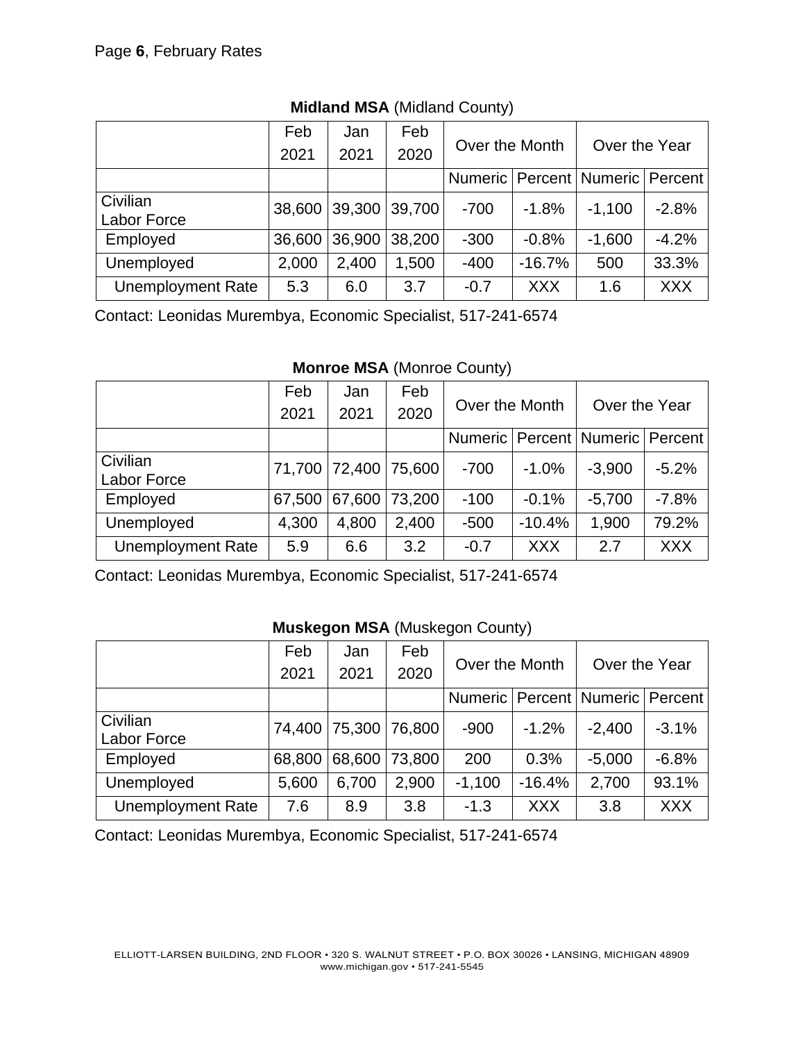Page **6**, February Rates

**Midland MSA** (Midland County)

| | Feb 2021 | Jan 2021 | Feb 2020 | Over the Month | | Over the Year | |
|---|---|---|---|---|---|---|---|
| | | | | Numeric | Percent | Numeric | Percent |
| Civilian Labor Force | 38,600 | 39,300 | 39,700 | -700 | -1.8% | -1,100 | -2.8% |
| Employed | 36,600 | 36,900 | 38,200 | -300 | -0.8% | -1,600 | -4.2% |
| Unemployed | 2,000 | 2,400 | 1,500 | -400 | -16.7% | 500 | 33.3% |
| Unemployment Rate | 5.3 | 6.0 | 3.7 | -0.7 | XXX | 1.6 | XXX |

Contact: Leonidas Murembya, Economic Specialist, 517-241-6574

**Monroe MSA** (Monroe County)

| | Feb 2021 | Jan 2021 | Feb 2020 | Over the Month | | Over the Year | |
|---|---|---|---|---|---|---|---|
| | | | | Numeric | Percent | Numeric | Percent |
| Civilian Labor Force | 71,700 | 72,400 | 75,600 | -700 | -1.0% | -3,900 | -5.2% |
| Employed | 67,500 | 67,600 | 73,200 | -100 | -0.1% | -5,700 | -7.8% |
| Unemployed | 4,300 | 4,800 | 2,400 | -500 | -10.4% | 1,900 | 79.2% |
| Unemployment Rate | 5.9 | 6.6 | 3.2 | -0.7 | XXX | 2.7 | XXX |

Contact: Leonidas Murembya, Economic Specialist, 517-241-6574

**Muskegon MSA** (Muskegon County)

| | Feb 2021 | Jan 2021 | Feb 2020 | Over the Month | | Over the Year | |
|---|---|---|---|---|---|---|---|
| | | | | Numeric | Percent | Numeric | Percent |
| Civilian Labor Force | 74,400 | 75,300 | 76,800 | -900 | -1.2% | -2,400 | -3.1% |
| Employed | 68,800 | 68,600 | 73,800 | 200 | 0.3% | -5,000 | -6.8% |
| Unemployed | 5,600 | 6,700 | 2,900 | -1,100 | -16.4% | 2,700 | 93.1% |
| Unemployment Rate | 7.6 | 8.9 | 3.8 | -1.3 | XXX | 3.8 | XXX |

Contact: Leonidas Murembya, Economic Specialist, 517-241-6574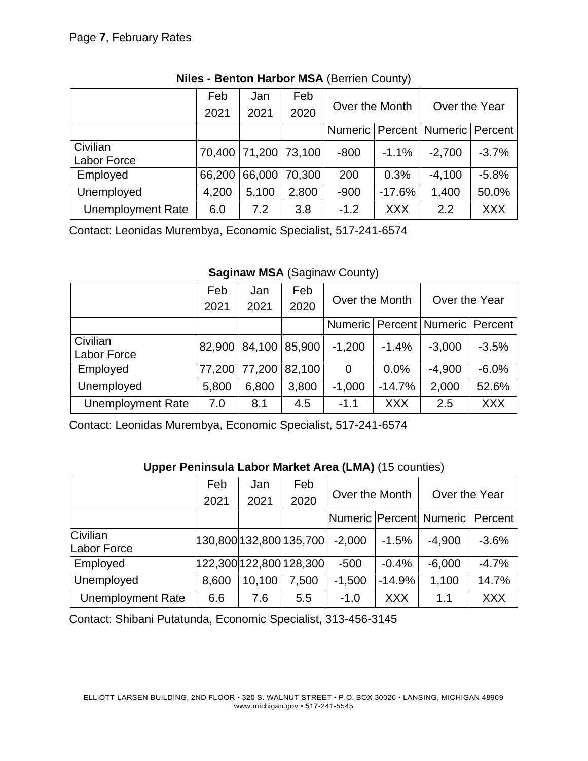**Niles - Benton Harbor MSA** (Berrien County)

| | Feb 2021 | Jan 2021 | Feb 2020 | Over the Month | | Over the Year | |
|---|---|---|---|---|---|---|---|
| | | | | Numeric | Percent | Numeric | Percent |
| Civilian Labor Force | 70,400 | 71,200 | 73,100 | -800 | -1.1% | -2,700 | -3.7% |
| Employed | 66,200 | 66,000 | 70,300 | 200 | 0.3% | -4,100 | -5.8% |
| Unemployed | 4,200 | 5,100 | 2,800 | -900 | -17.6% | 1,400 | 50.0% |
| Unemployment Rate | 6.0 | 7.2 | 3.8 | -1.2 | XXX | 2.2 | XXX |

Contact: Leonidas Murembya, Economic Specialist, 517-241-6574

**Saginaw MSA** (Saginaw County)

| | Feb 2021 | Jan 2021 | Feb 2020 | Over the Month | | Over the Year | |
|---|---|---|---|---|---|---|---|
| | | | | Numeric | Percent | Numeric | Percent |
| Civilian Labor Force | 82,900 | 84,100 | 85,900 | -1,200 | -1.4% | -3,000 | -3.5% |
| Employed | 77,200 | 77,200 | 82,100 | 0 | 0.0% | -4,900 | -6.0% |
| Unemployed | 5,800 | 6,800 | 3,800 | -1,000 | -14.7% | 2,000 | 52.6% |
| Unemployment Rate | 7.0 | 8.1 | 4.5 | -1.1 | XXX | 2.5 | XXX |

Contact: Leonidas Murembya, Economic Specialist, 517-241-6574

**Upper Peninsula Labor Market Area (LMA)** (15 counties)

| | Feb 2021 | Jan 2021 | Feb 2020 | Over the Month | | Over the Year | |
|---|---|---|---|---|---|---|---|
| | | | | Numeric | Percent | Numeric | Percent |
| Civilian Labor Force | 130,800 | 132,800 | 135,700 | -2,000 | -1.5% | -4,900 | -3.6% |
| Employed | 122,300 | 122,800 | 128,300 | -500 | -0.4% | -6,000 | -4.7% |
| Unemployed | 8,600 | 10,100 | 7,500 | -1,500 | -14.9% | 1,100 | 14.7% |
| Unemployment Rate | 6.6 | 7.6 | 5.5 | -1.0 | XXX | 1.1 | XXX |

Contact: Shibani Putatunda, Economic Specialist, 313-456-3145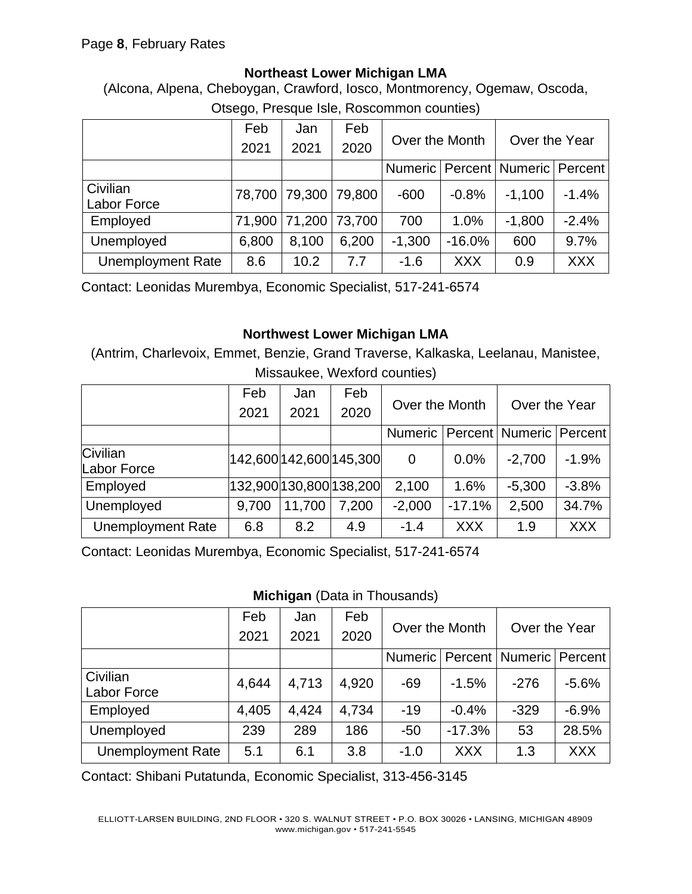Page **8**, February Rates

### Northeast Lower Michigan LMA

(Alcona, Alpena, Cheboygan, Crawford, Iosco, Montmorency, Ogemaw, Oscoda, Otsego, Presque Isle, Roscommon counties)

| | Feb 2021 | Jan 2021 | Feb 2020 | Over the Month | | Over the Year | |
|---|---|---|---|---|---|---|---|
| | | | | Numeric | Percent | Numeric | Percent |
| Civilian Labor Force | 78,700 | 79,300 | 79,800 | -600 | -0.8% | -1,100 | -1.4% |
| Employed | 71,900 | 71,200 | 73,700 | 700 | 1.0% | -1,800 | -2.4% |
| Unemployed | 6,800 | 8,100 | 6,200 | -1,300 | -16.0% | 600 | 9.7% |
| Unemployment Rate | 8.6 | 10.2 | 7.7 | -1.6 | XXX | 0.9 | XXX |

Contact: Leonidas Murembya, Economic Specialist, 517-241-6574

### Northwest Lower Michigan LMA

(Antrim, Charlevoix, Emmet, Benzie, Grand Traverse, Kalkaska, Leelanau, Manistee, Missaukee, Wexford counties)

| | Feb 2021 | Jan 2021 | Feb 2020 | Over the Month | | Over the Year | |
|---|---|---|---|---|---|---|---|
| | | | | Numeric | Percent | Numeric | Percent |
| Civilian Labor Force | 142,600 | 142,600 | 145,300 | 0 | 0.0% | -2,700 | -1.9% |
| Employed | 132,900 | 130,800 | 138,200 | 2,100 | 1.6% | -5,300 | -3.8% |
| Unemployed | 9,700 | 11,700 | 7,200 | -2,000 | -17.1% | 2,500 | 34.7% |
| Unemployment Rate | 6.8 | 8.2 | 4.9 | -1.4 | XXX | 1.9 | XXX |

Contact: Leonidas Murembya, Economic Specialist, 517-241-6574

### **Michigan** (Data in Thousands)

| | Feb 2021 | Jan 2021 | Feb 2020 | Over the Month | | Over the Year | |
|---|---|---|---|---|---|---|---|
| | | | | Numeric | Percent | Numeric | Percent |
| Civilian Labor Force | 4,644 | 4,713 | 4,920 | -69 | -1.5% | -276 | -5.6% |
| Employed | 4,405 | 4,424 | 4,734 | -19 | -0.4% | -329 | -6.9% |
| Unemployed | 239 | 289 | 186 | -50 | -17.3% | 53 | 28.5% |
| Unemployment Rate | 5.1 | 6.1 | 3.8 | -1.0 | XXX | 1.3 | XXX |

Contact: Shibani Putatunda, Economic Specialist, 313-456-3145

ELLIOTT-LARSEN BUILDING, 2ND FLOOR • 320 S. WALNUT STREET • P.O. BOX 30026 • LANSING, MICHIGAN 48909
www.michigan.gov • 517-241-5545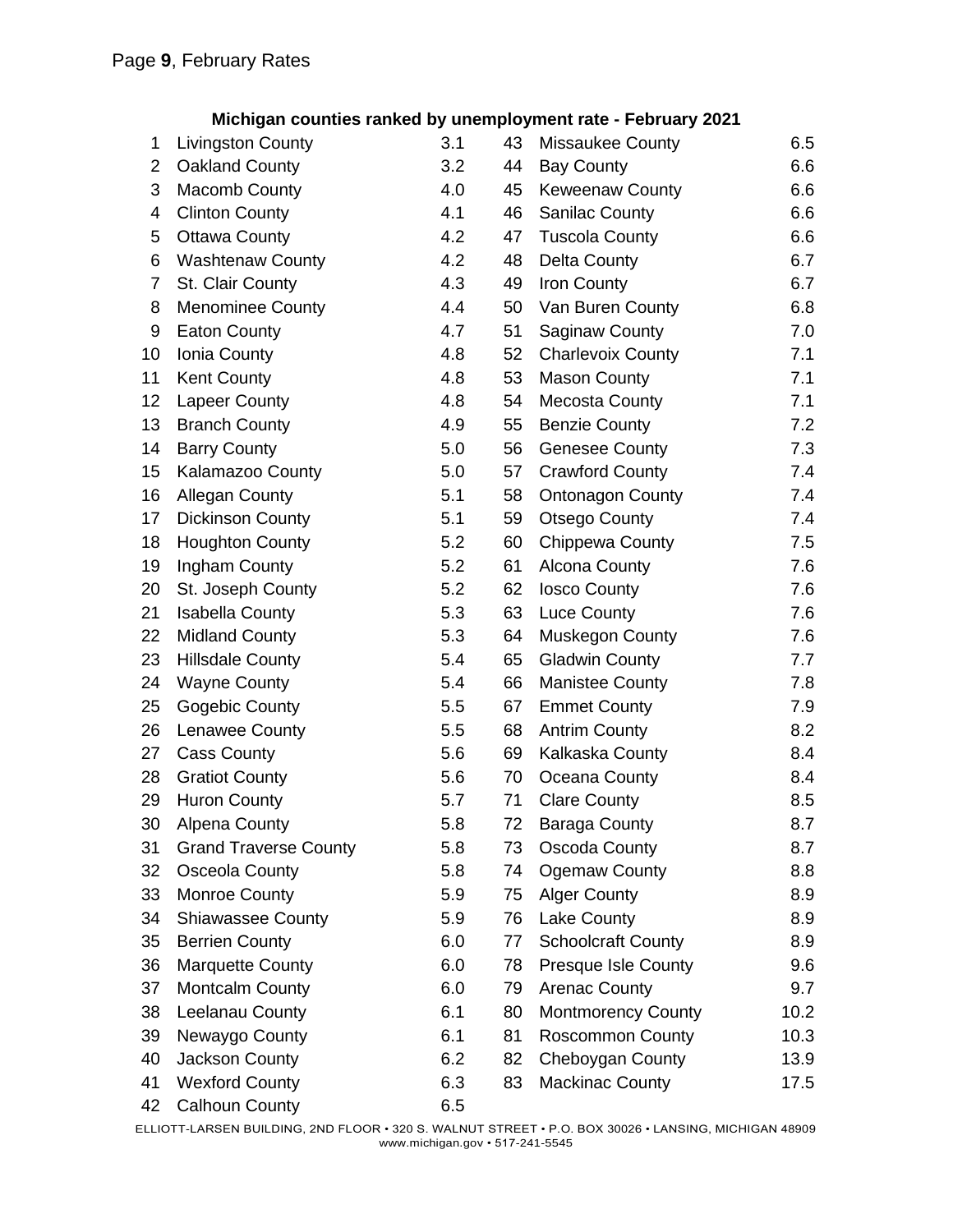### Michigan counties ranked by unemployment rate - February 2021

| Rank | County | Rate | Rank | County | Rate |
|---|---|---|---|---|---|
| 1 | Livingston County | 3.1 | 43 | Missaukee County | 6.5 |
| 2 | Oakland County | 3.2 | 44 | Bay County | 6.6 |
| 3 | Macomb County | 4.0 | 45 | Keweenaw County | 6.6 |
| 4 | Clinton County | 4.1 | 46 | Sanilac County | 6.6 |
| 5 | Ottawa County | 4.2 | 47 | Tuscola County | 6.6 |
| 6 | Washtenaw County | 4.2 | 48 | Delta County | 6.7 |
| 7 | St. Clair County | 4.3 | 49 | Iron County | 6.7 |
| 8 | Menominee County | 4.4 | 50 | Van Buren County | 6.8 |
| 9 | Eaton County | 4.7 | 51 | Saginaw County | 7.0 |
| 10 | Ionia County | 4.8 | 52 | Charlevoix County | 7.1 |
| 11 | Kent County | 4.8 | 53 | Mason County | 7.1 |
| 12 | Lapeer County | 4.8 | 54 | Mecosta County | 7.1 |
| 13 | Branch County | 4.9 | 55 | Benzie County | 7.2 |
| 14 | Barry County | 5.0 | 56 | Genesee County | 7.3 |
| 15 | Kalamazoo County | 5.0 | 57 | Crawford County | 7.4 |
| 16 | Allegan County | 5.1 | 58 | Ontonagon County | 7.4 |
| 17 | Dickinson County | 5.1 | 59 | Otsego County | 7.4 |
| 18 | Houghton County | 5.2 | 60 | Chippewa County | 7.5 |
| 19 | Ingham County | 5.2 | 61 | Alcona County | 7.6 |
| 20 | St. Joseph County | 5.2 | 62 | Iosco County | 7.6 |
| 21 | Isabella County | 5.3 | 63 | Luce County | 7.6 |
| 22 | Midland County | 5.3 | 64 | Muskegon County | 7.6 |
| 23 | Hillsdale County | 5.4 | 65 | Gladwin County | 7.7 |
| 24 | Wayne County | 5.4 | 66 | Manistee County | 7.8 |
| 25 | Gogebic County | 5.5 | 67 | Emmet County | 7.9 |
| 26 | Lenawee County | 5.5 | 68 | Antrim County | 8.2 |
| 27 | Cass County | 5.6 | 69 | Kalkaska County | 8.4 |
| 28 | Gratiot County | 5.6 | 70 | Oceana County | 8.4 |
| 29 | Huron County | 5.7 | 71 | Clare County | 8.5 |
| 30 | Alpena County | 5.8 | 72 | Baraga County | 8.7 |
| 31 | Grand Traverse County | 5.8 | 73 | Oscoda County | 8.7 |
| 32 | Osceola County | 5.8 | 74 | Ogemaw County | 8.8 |
| 33 | Monroe County | 5.9 | 75 | Alger County | 8.9 |
| 34 | Shiawassee County | 5.9 | 76 | Lake County | 8.9 |
| 35 | Berrien County | 6.0 | 77 | Schoolcraft County | 8.9 |
| 36 | Marquette County | 6.0 | 78 | Presque Isle County | 9.6 |
| 37 | Montcalm County | 6.0 | 79 | Arenac County | 9.7 |
| 38 | Leelanau County | 6.1 | 80 | Montmorency County | 10.2 |
| 39 | Newaygo County | 6.1 | 81 | Roscommon County | 10.3 |
| 40 | Jackson County | 6.2 | 82 | Cheboygan County | 13.9 |
| 41 | Wexford County | 6.3 | 83 | Mackinac County | 17.5 |
| 42 | Calhoun County | 6.5 | | | |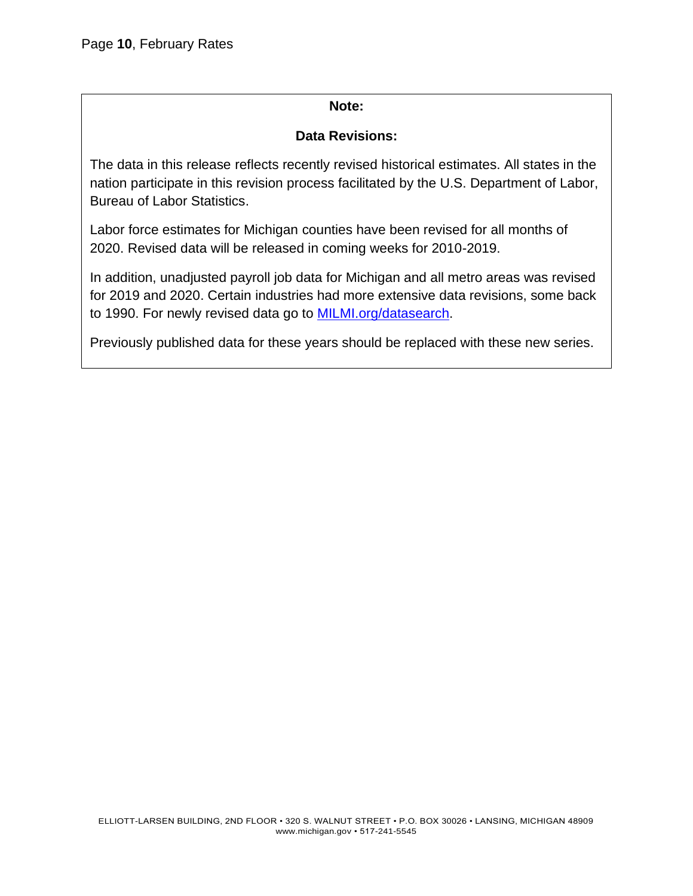**Note:**

**Data Revisions:**

The data in this release reflects recently revised historical estimates. All states in the nation participate in this revision process facilitated by the U.S. Department of Labor, Bureau of Labor Statistics.

Labor force estimates for Michigan counties have been revised for all months of 2020. Revised data will be released in coming weeks for 2010-2019.

In addition, unadjusted payroll job data for Michigan and all metro areas was revised for 2019 and 2020. Certain industries had more extensive data revisions, some back to 1990. For newly revised data go to [MILMI.org/datasearch](MILMI.org/datasearch).

Previously published data for these years should be replaced with these new series.